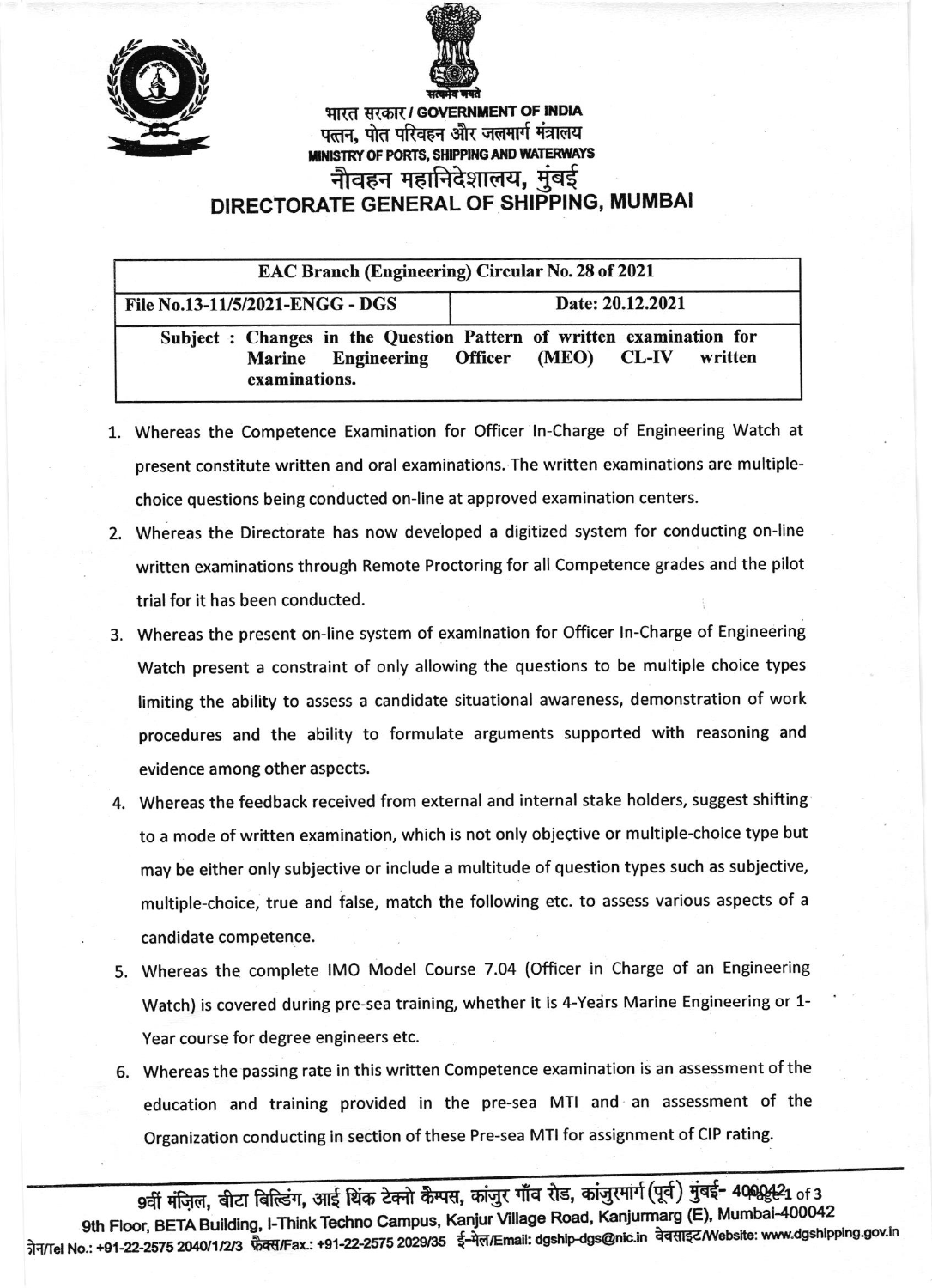भारत सरकार / GOVERNMENT OF INDIA
पत्तन, पोत परिवहन और जलमार्ग मंत्रालय
MINISTRY OF PORTS, SHIPPING AND WATERWAYS

# नौवहन महानिदेशालय, मुंबई
# DIRECTORATE GENERAL OF SHIPPING, MUMBAI

| EAC Branch (Engineering) Circular No. 28 of 2021 | |
|---|---|
| File No.13-11/5/2021-ENGG - DGS | Date: 20.12.2021 |
| **Subject : Changes in the Question Pattern of written examination for Marine Engineering Officer (MEO) CL-IV written examinations.** | |

1. Whereas the Competence Examination for Officer In-Charge of Engineering Watch at present constitute written and oral examinations. The written examinations are multiple-choice questions being conducted on-line at approved examination centers.
2. Whereas the Directorate has now developed a digitized system for conducting on-line written examinations through Remote Proctoring for all Competence grades and the pilot trial for it has been conducted.
3. Whereas the present on-line system of examination for Officer In-Charge of Engineering Watch present a constraint of only allowing the questions to be multiple choice types limiting the ability to assess a candidate situational awareness, demonstration of work procedures and the ability to formulate arguments supported with reasoning and evidence among other aspects.
4. Whereas the feedback received from external and internal stake holders, suggest shifting to a mode of written examination, which is not only objective or multiple-choice type but may be either only subjective or include a multitude of question types such as subjective, multiple-choice, true and false, match the following etc. to assess various aspects of a candidate competence.
5. Whereas the complete IMO Model Course 7.04 (Officer in Charge of an Engineering Watch) is covered during pre-sea training, whether it is 4-Years Marine Engineering or 1-Year course for degree engineers etc.
6. Whereas the passing rate in this written Competence examination is an assessment of the education and training provided in the pre-sea MTI and an assessment of the Organization conducting in section of these Pre-sea MTI for assignment of CIP rating.

9वीं मंज़िल, बीटा बिल्डिंग, आई थिंक टेक्नो कैम्पस, कांजुर गाँव रोड, कांजुरमार्ग (पूर्व) मुंबई- 400042
9th Floor, BETA Building, I-Think Techno Campus, Kanjur Village Road, Kanjurmarg (E), Mumbai-400042
फ़ोन/Tel No.: +91-22-2575 2040/1/2/3 फ़ैक्स/Fax.: +91-22-2575 2029/35 ई-मेल/Email: dgship-dgs@nic.in वेबसाइट/Website: www.dgshipping.gov.in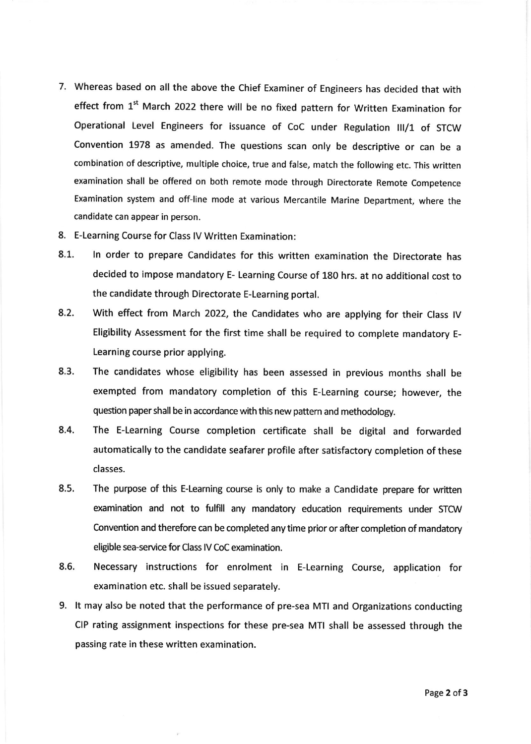7. Whereas based on all the above the Chief Examiner of Engineers has decided that with effect from 1st March 2022 there will be no fixed pattern for Written Examination for Operational Level Engineers for issuance of CoC under Regulation III/1 of STCW Convention 1978 as amended. The questions scan only be descriptive or can be a combination of descriptive, multiple choice, true and false, match the following etc. This written examination shall be offered on both remote mode through Directorate Remote Competence Examination system and off-line mode at various Mercantile Marine Department, where the candidate can appear in person.

8. E-Learning Course for Class IV Written Examination:

8.1. In order to prepare Candidates for this written examination the Directorate has decided to impose mandatory E- Learning Course of 180 hrs. at no additional cost to the candidate through Directorate E-Learning portal.

8.2. With effect from March 2022, the Candidates who are applying for their Class IV Eligibility Assessment for the first time shall be required to complete mandatory E-Learning course prior applying.

8.3. The candidates whose eligibility has been assessed in previous months shall be exempted from mandatory completion of this E-Learning course; however, the question paper shall be in accordance with this new pattern and methodology.

8.4. The E-Learning Course completion certificate shall be digital and forwarded automatically to the candidate seafarer profile after satisfactory completion of these classes.

8.5. The purpose of this E-Learning course is only to make a Candidate prepare for written examination and not to fulfill any mandatory education requirements under STCW Convention and therefore can be completed any time prior or after completion of mandatory eligible sea-service for Class IV CoC examination.

8.6. Necessary instructions for enrolment in E-Learning Course, application for examination etc. shall be issued separately.

9. It may also be noted that the performance of pre-sea MTI and Organizations conducting CIP rating assignment inspections for these pre-sea MTI shall be assessed through the passing rate in these written examination.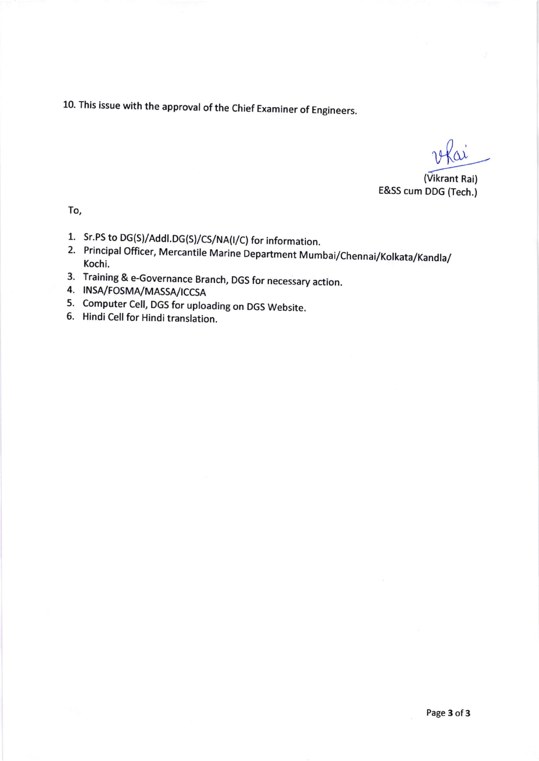10. This issue with the approval of the Chief Examiner of Engineers.

(Vikrant Rai)
E&SS cum DDG (Tech.)

To,

1. Sr.PS to DG(S)/Addl.DG(S)/CS/NA(I/C) for information.
2. Principal Officer, Mercantile Marine Department Mumbai/Chennai/Kolkata/Kandla/Kochi.
3. Training & e-Governance Branch, DGS for necessary action.
4. INSA/FOSMA/MASSA/ICCSA
5. Computer Cell, DGS for uploading on DGS Website.
6. Hindi Cell for Hindi translation.